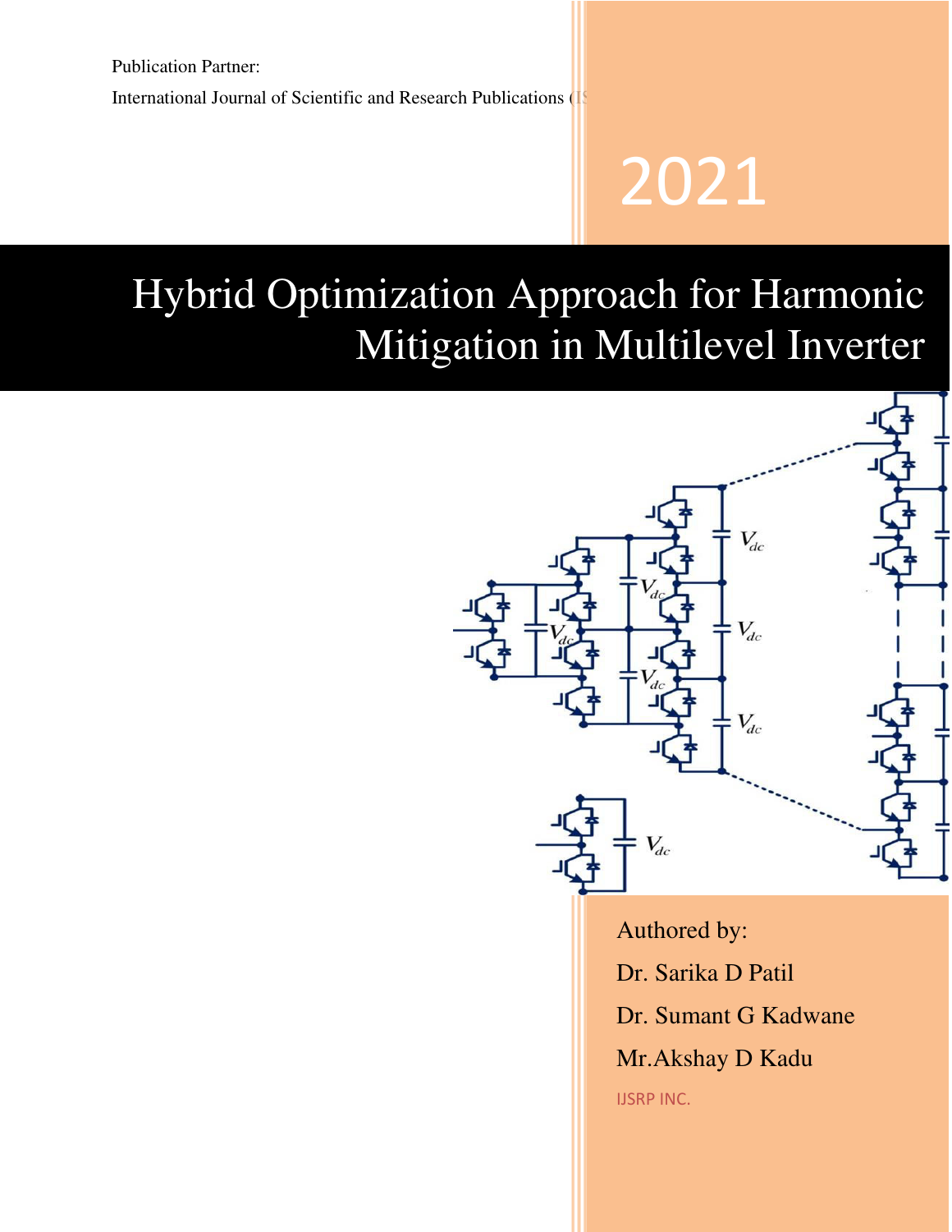Publication Partner:

International Journal of Scientific and Research Publications (IS

2021

# Hybrid Optimization Approach for Harmonic Mitigation in Multilevel Inverter

Authored by:

Dr. Sarika D Patil

Dr. Sumant G Kadwane

Mr.Akshay D Kadu

IJSRP INC.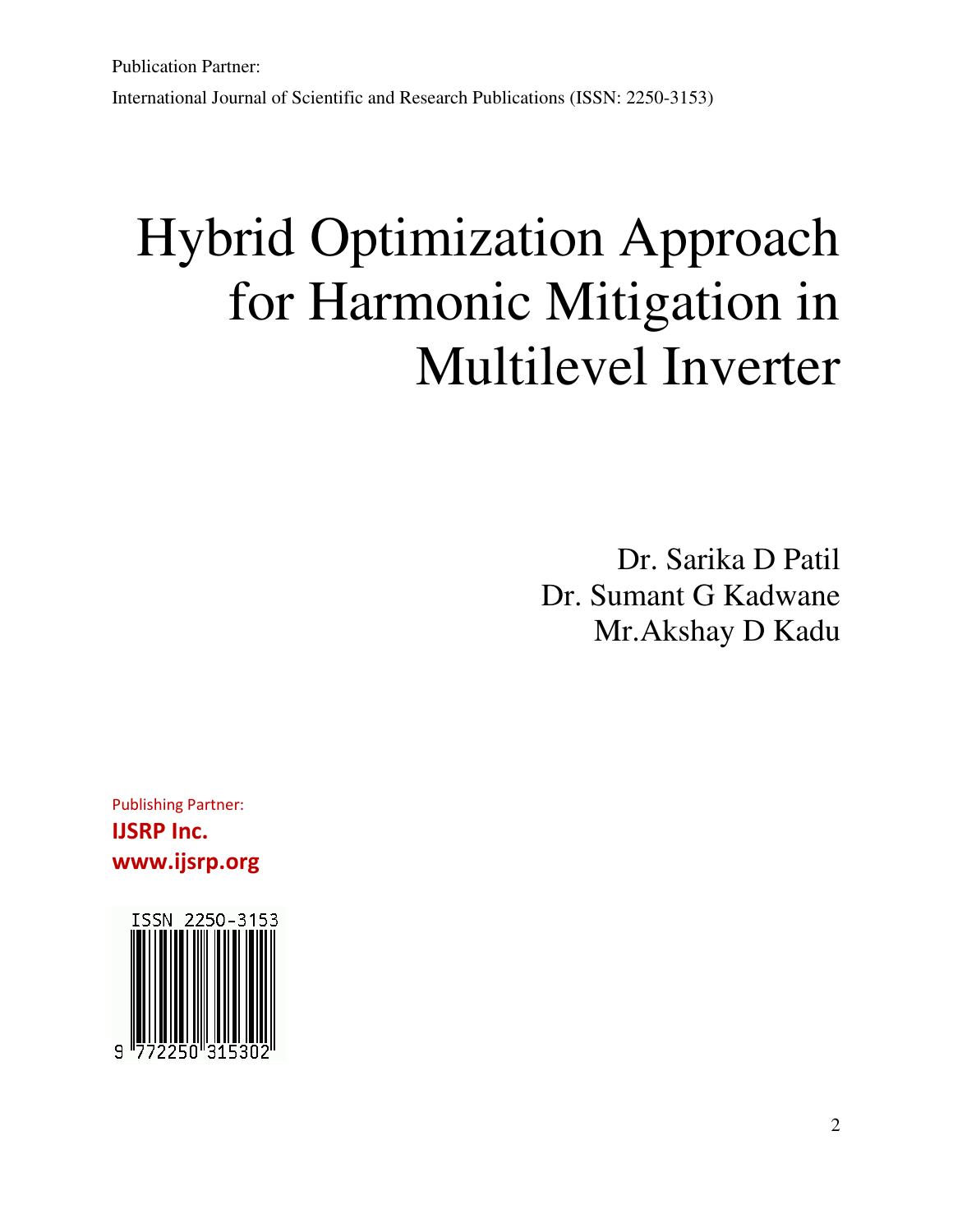Publication Partner:

International Journal of Scientific and Research Publications (ISSN: 2250-3153)

# Hybrid Optimization Approach for Harmonic Mitigation in Multilevel Inverter

Dr. Sarika D Patil

Dr. Sumant G Kadwane

Mr.Akshay D Kadu

Publishing Partner:

**IJSRP Inc.**

**www.ijsrp.org**

ISSN 2250-3153

9 772250 315302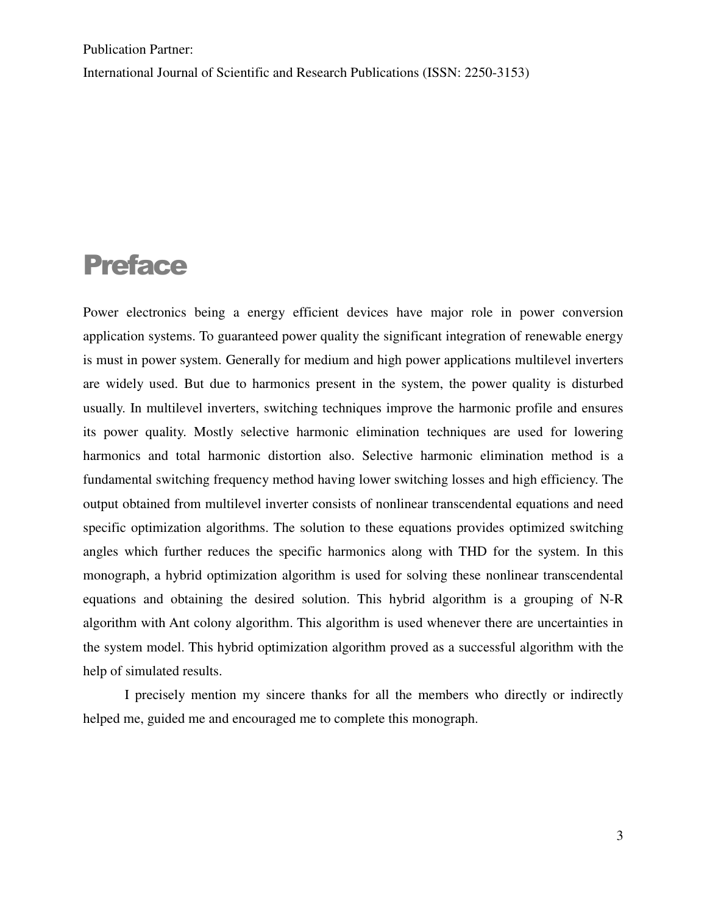Publication Partner:

International Journal of Scientific and Research Publications (ISSN: 2250-3153)

# Preface

Power electronics being a energy efficient devices have major role in power conversion application systems. To guaranteed power quality the significant integration of renewable energy is must in power system. Generally for medium and high power applications multilevel inverters are widely used. But due to harmonics present in the system, the power quality is disturbed usually. In multilevel inverters, switching techniques improve the harmonic profile and ensures its power quality. Mostly selective harmonic elimination techniques are used for lowering harmonics and total harmonic distortion also. Selective harmonic elimination method is a fundamental switching frequency method having lower switching losses and high efficiency. The output obtained from multilevel inverter consists of nonlinear transcendental equations and need specific optimization algorithms. The solution to these equations provides optimized switching angles which further reduces the specific harmonics along with THD for the system. In this monograph, a hybrid optimization algorithm is used for solving these nonlinear transcendental equations and obtaining the desired solution. This hybrid algorithm is a grouping of N-R algorithm with Ant colony algorithm. This algorithm is used whenever there are uncertainties in the system model. This hybrid optimization algorithm proved as a successful algorithm with the help of simulated results.

I precisely mention my sincere thanks for all the members who directly or indirectly helped me, guided me and encouraged me to complete this monograph.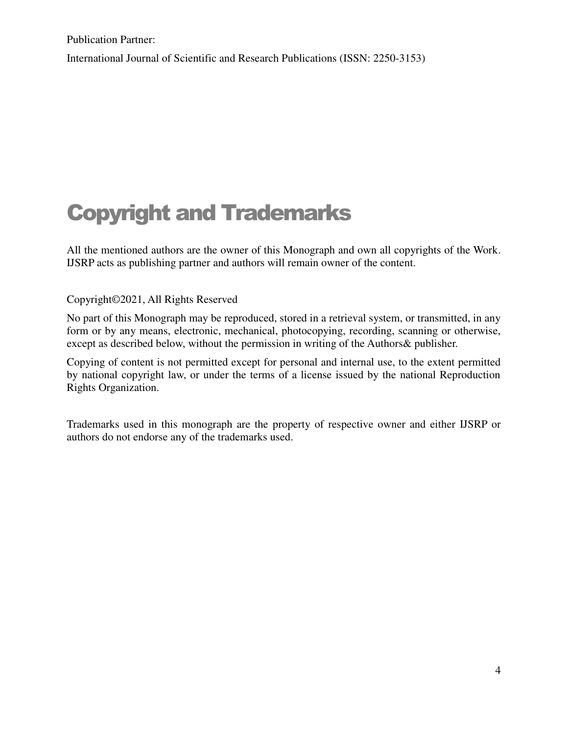Publication Partner:

International Journal of Scientific and Research Publications (ISSN: 2250-3153)

# Copyright and Trademarks

All the mentioned authors are the owner of this Monograph and own all copyrights of the Work. IJSRP acts as publishing partner and authors will remain owner of the content.

Copyright©2021, All Rights Reserved

No part of this Monograph may be reproduced, stored in a retrieval system, or transmitted, in any form or by any means, electronic, mechanical, photocopying, recording, scanning or otherwise, except as described below, without the permission in writing of the Authors& publisher.

Copying of content is not permitted except for personal and internal use, to the extent permitted by national copyright law, or under the terms of a license issued by the national Reproduction Rights Organization.

Trademarks used in this monograph are the property of respective owner and either IJSRP or authors do not endorse any of the trademarks used.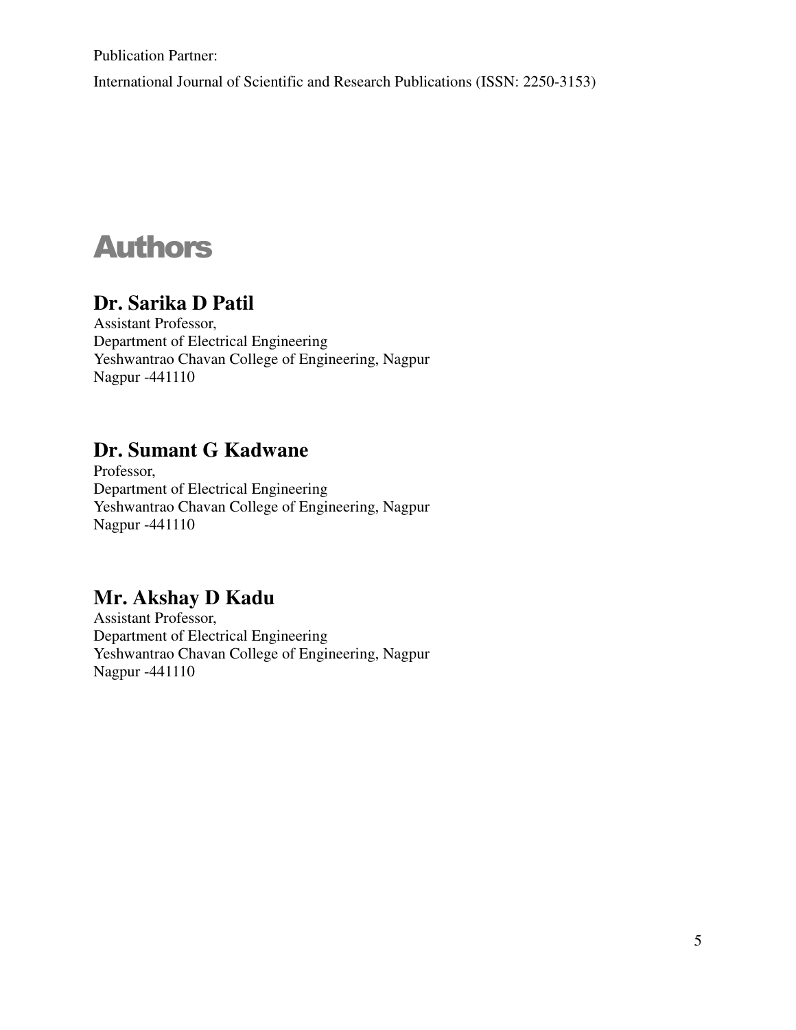Publication Partner:

International Journal of Scientific and Research Publications (ISSN: 2250-3153)

# Authors

## Dr. Sarika D Patil

Assistant Professor,
Department of Electrical Engineering
Yeshwantrao Chavan College of Engineering, Nagpur
Nagpur -441110

## Dr. Sumant G Kadwane

Professor,
Department of Electrical Engineering
Yeshwantrao Chavan College of Engineering, Nagpur
Nagpur -441110

## Mr. Akshay D Kadu

Assistant Professor,
Department of Electrical Engineering
Yeshwantrao Chavan College of Engineering, Nagpur
Nagpur -441110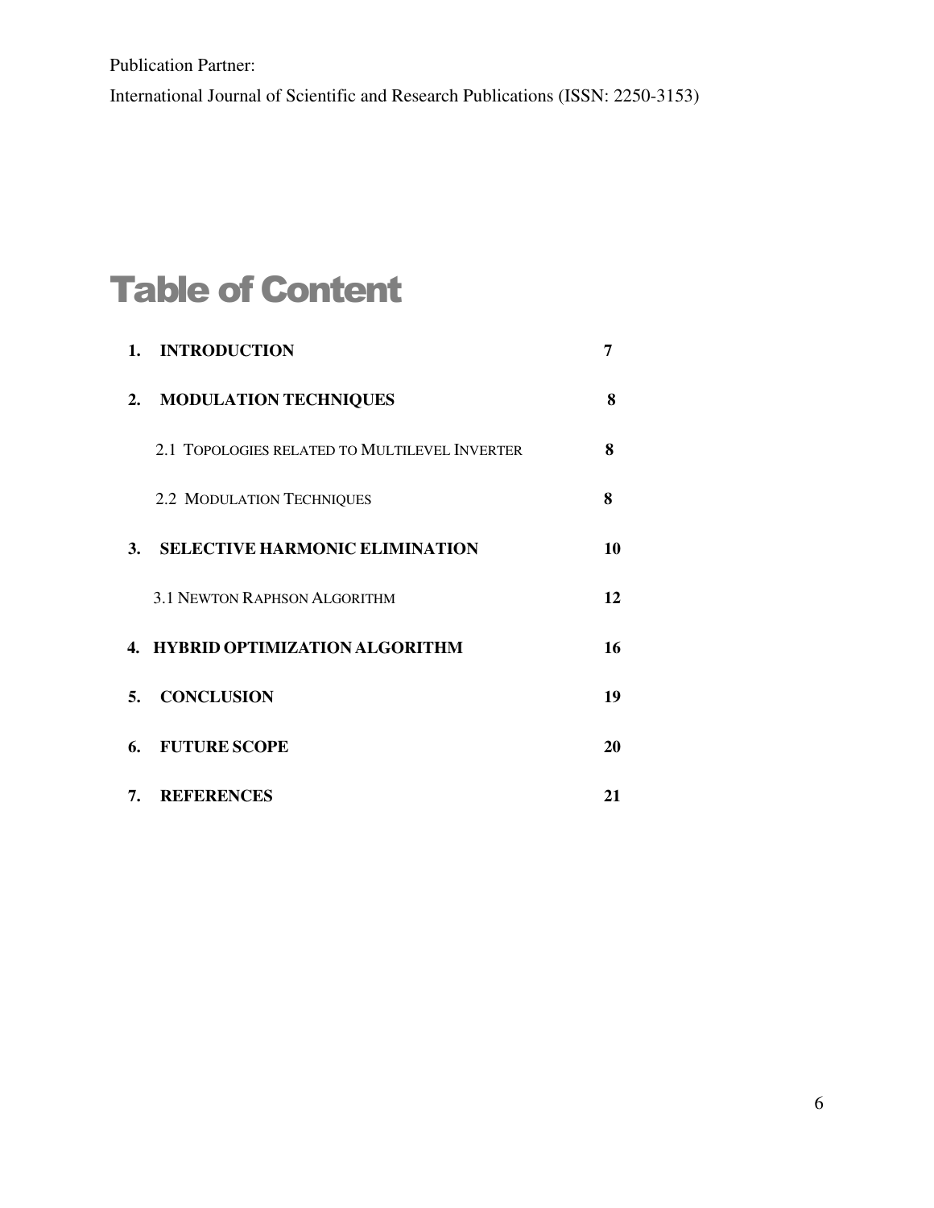Publication Partner:

International Journal of Scientific and Research Publications (ISSN: 2250-3153)

# Table of Content

| | |
|---|---|
| **1. INTRODUCTION** | **7** |
| **2. MODULATION TECHNIQUES** | **8** |
| 2.1 TOPOLOGIES RELATED TO MULTILEVEL INVERTER | **8** |
| 2.2 MODULATION TECHNIQUES | **8** |
| **3. SELECTIVE HARMONIC ELIMINATION** | **10** |
| 3.1 NEWTON RAPHSON ALGORITHM | **12** |
| **4. HYBRID OPTIMIZATION ALGORITHM** | **16** |
| **5. CONCLUSION** | **19** |
| **6. FUTURE SCOPE** | **20** |
| **7. REFERENCES** | **21** |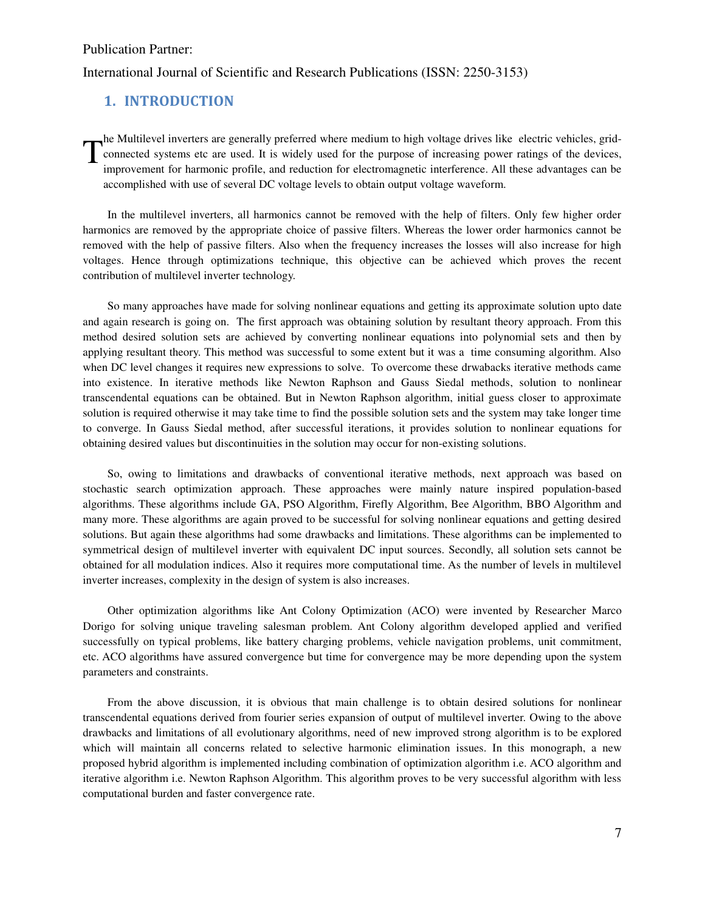## 1. INTRODUCTION

The Multilevel inverters are generally preferred where medium to high voltage drives like electric vehicles, grid-connected systems etc are used. It is widely used for the purpose of increasing power ratings of the devices, improvement for harmonic profile, and reduction for electromagnetic interference. All these advantages can be accomplished with use of several DC voltage levels to obtain output voltage waveform.

In the multilevel inverters, all harmonics cannot be removed with the help of filters. Only few higher order harmonics are removed by the appropriate choice of passive filters. Whereas the lower order harmonics cannot be removed with the help of passive filters. Also when the frequency increases the losses will also increase for high voltages. Hence through optimizations technique, this objective can be achieved which proves the recent contribution of multilevel inverter technology.

So many approaches have made for solving nonlinear equations and getting its approximate solution upto date and again research is going on. The first approach was obtaining solution by resultant theory approach. From this method desired solution sets are achieved by converting nonlinear equations into polynomial sets and then by applying resultant theory. This method was successful to some extent but it was a time consuming algorithm. Also when DC level changes it requires new expressions to solve. To overcome these drwabacks iterative methods came into existence. In iterative methods like Newton Raphson and Gauss Siedal methods, solution to nonlinear transcendental equations can be obtained. But in Newton Raphson algorithm, initial guess closer to approximate solution is required otherwise it may take time to find the possible solution sets and the system may take longer time to converge. In Gauss Siedal method, after successful iterations, it provides solution to nonlinear equations for obtaining desired values but discontinuities in the solution may occur for non-existing solutions.

So, owing to limitations and drawbacks of conventional iterative methods, next approach was based on stochastic search optimization approach. These approaches were mainly nature inspired population-based algorithms. These algorithms include GA, PSO Algorithm, Firefly Algorithm, Bee Algorithm, BBO Algorithm and many more. These algorithms are again proved to be successful for solving nonlinear equations and getting desired solutions. But again these algorithms had some drawbacks and limitations. These algorithms can be implemented to symmetrical design of multilevel inverter with equivalent DC input sources. Secondly, all solution sets cannot be obtained for all modulation indices. Also it requires more computational time. As the number of levels in multilevel inverter increases, complexity in the design of system is also increases.

Other optimization algorithms like Ant Colony Optimization (ACO) were invented by Researcher Marco Dorigo for solving unique traveling salesman problem. Ant Colony algorithm developed applied and verified successfully on typical problems, like battery charging problems, vehicle navigation problems, unit commitment, etc. ACO algorithms have assured convergence but time for convergence may be more depending upon the system parameters and constraints.

From the above discussion, it is obvious that main challenge is to obtain desired solutions for nonlinear transcendental equations derived from fourier series expansion of output of multilevel inverter. Owing to the above drawbacks and limitations of all evolutionary algorithms, need of new improved strong algorithm is to be explored which will maintain all concerns related to selective harmonic elimination issues. In this monograph, a new proposed hybrid algorithm is implemented including combination of optimization algorithm i.e. ACO algorithm and iterative algorithm i.e. Newton Raphson Algorithm. This algorithm proves to be very successful algorithm with less computational burden and faster convergence rate.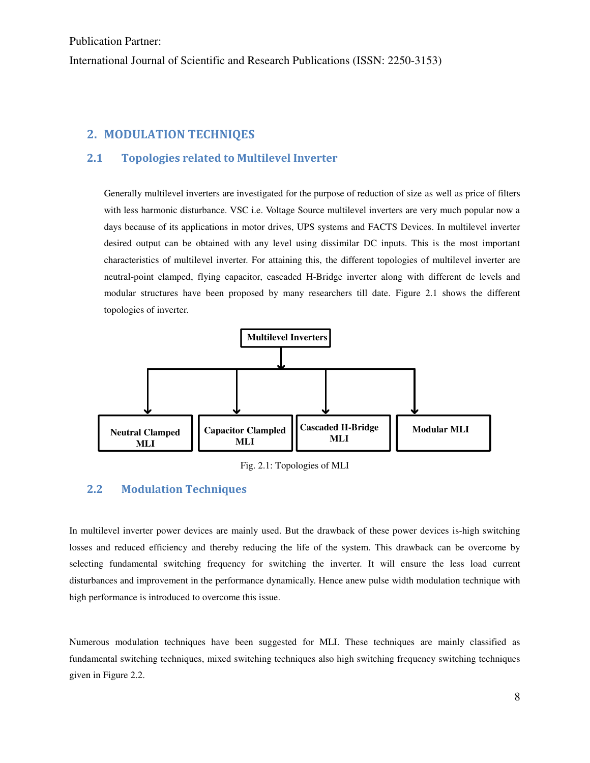## 2. MODULATION TECHNIQES

### 2.1 Topologies related to Multilevel Inverter

Generally multilevel inverters are investigated for the purpose of reduction of size as well as price of filters with less harmonic disturbance. VSC i.e. Voltage Source multilevel inverters are very much popular now a days because of its applications in motor drives, UPS systems and FACTS Devices. In multilevel inverter desired output can be obtained with any level using dissimilar DC inputs. This is the most important characteristics of multilevel inverter. For attaining this, the different topologies of multilevel inverter are neutral-point clamped, flying capacitor, cascaded H-Bridge inverter along with different dc levels and modular structures have been proposed by many researchers till date. Figure 2.1 shows the different topologies of inverter.

**Multilevel Inverters**

- **Neutral Clamped MLI**
- **Capacitor Clampled MLI**
- **Cascaded H-Bridge MLI**
- **Modular MLI**

Fig. 2.1: Topologies of MLI

### 2.2 Modulation Techniques

In multilevel inverter power devices are mainly used. But the drawback of these power devices is-high switching losses and reduced efficiency and thereby reducing the life of the system. This drawback can be overcome by selecting fundamental switching frequency for switching the inverter. It will ensure the less load current disturbances and improvement in the performance dynamically. Hence anew pulse width modulation technique with high performance is introduced to overcome this issue.

Numerous modulation techniques have been suggested for MLI. These techniques are mainly classified as fundamental switching techniques, mixed switching techniques also high switching frequency switching techniques given in Figure 2.2.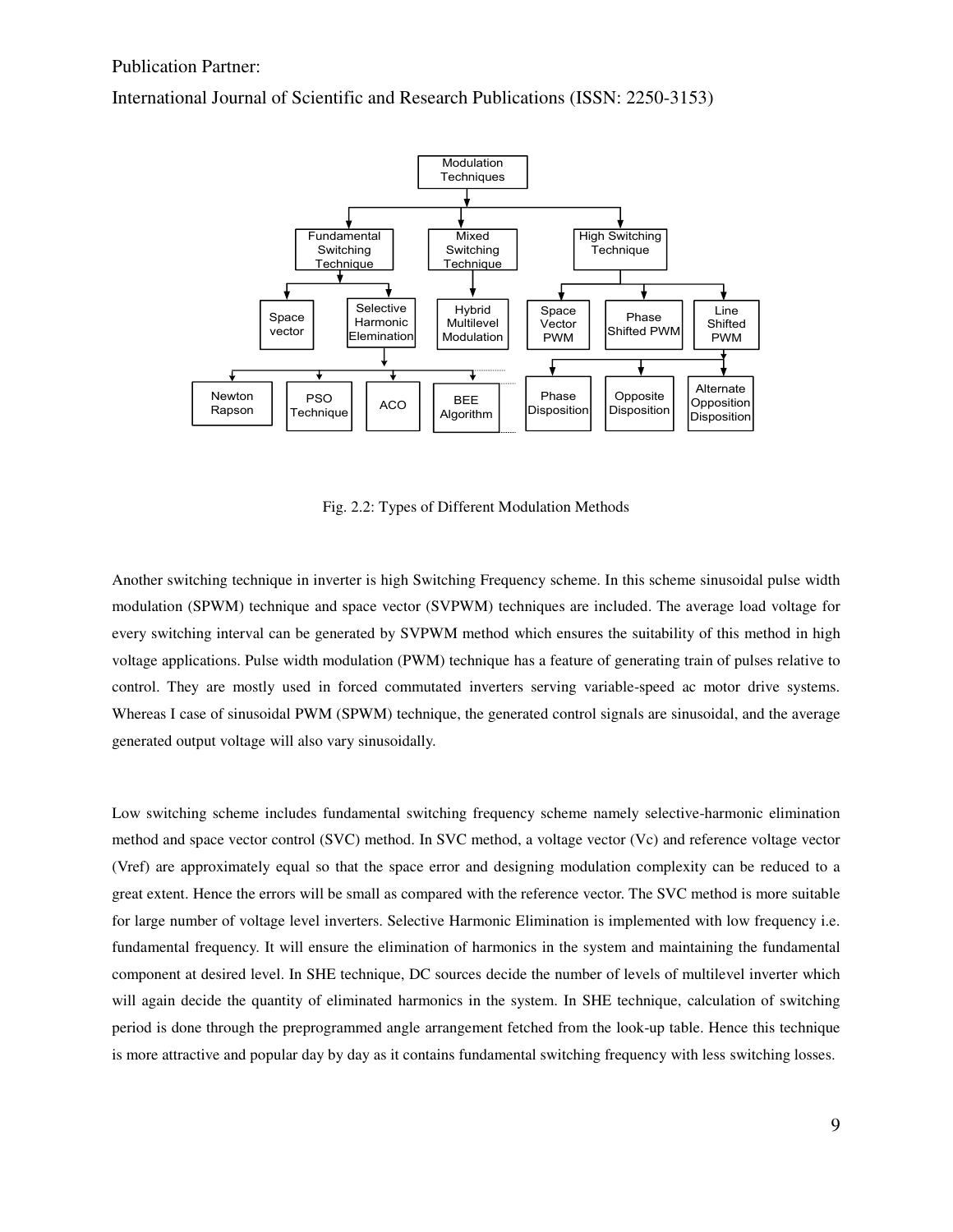Fig. 2.2: Types of Different Modulation Methods

Another switching technique in inverter is high Switching Frequency scheme. In this scheme sinusoidal pulse width modulation (SPWM) technique and space vector (SVPWM) techniques are included. The average load voltage for every switching interval can be generated by SVPWM method which ensures the suitability of this method in high voltage applications. Pulse width modulation (PWM) technique has a feature of generating train of pulses relative to control. They are mostly used in forced commutated inverters serving variable-speed ac motor drive systems. Whereas I case of sinusoidal PWM (SPWM) technique, the generated control signals are sinusoidal, and the average generated output voltage will also vary sinusoidally.

Low switching scheme includes fundamental switching frequency scheme namely selective-harmonic elimination method and space vector control (SVC) method. In SVC method, a voltage vector (Vc) and reference voltage vector (Vref) are approximately equal so that the space error and designing modulation complexity can be reduced to a great extent. Hence the errors will be small as compared with the reference vector. The SVC method is more suitable for large number of voltage level inverters. Selective Harmonic Elimination is implemented with low frequency i.e. fundamental frequency. It will ensure the elimination of harmonics in the system and maintaining the fundamental component at desired level. In SHE technique, DC sources decide the number of levels of multilevel inverter which will again decide the quantity of eliminated harmonics in the system. In SHE technique, calculation of switching period is done through the preprogrammed angle arrangement fetched from the look-up table. Hence this technique is more attractive and popular day by day as it contains fundamental switching frequency with less switching losses.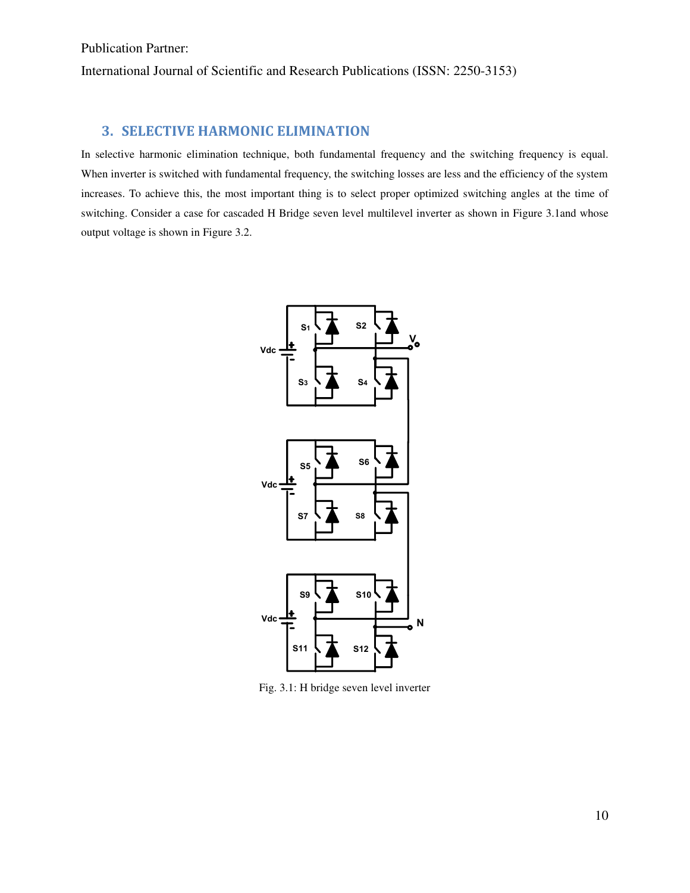## 3. SELECTIVE HARMONIC ELIMINATION

In selective harmonic elimination technique, both fundamental frequency and the switching frequency is equal. When inverter is switched with fundamental frequency, the switching losses are less and the efficiency of the system increases. To achieve this, the most important thing is to select proper optimized switching angles at the time of switching. Consider a case for cascaded H Bridge seven level multilevel inverter as shown in Figure 3.1and whose output voltage is shown in Figure 3.2.

Fig. 3.1: H bridge seven level inverter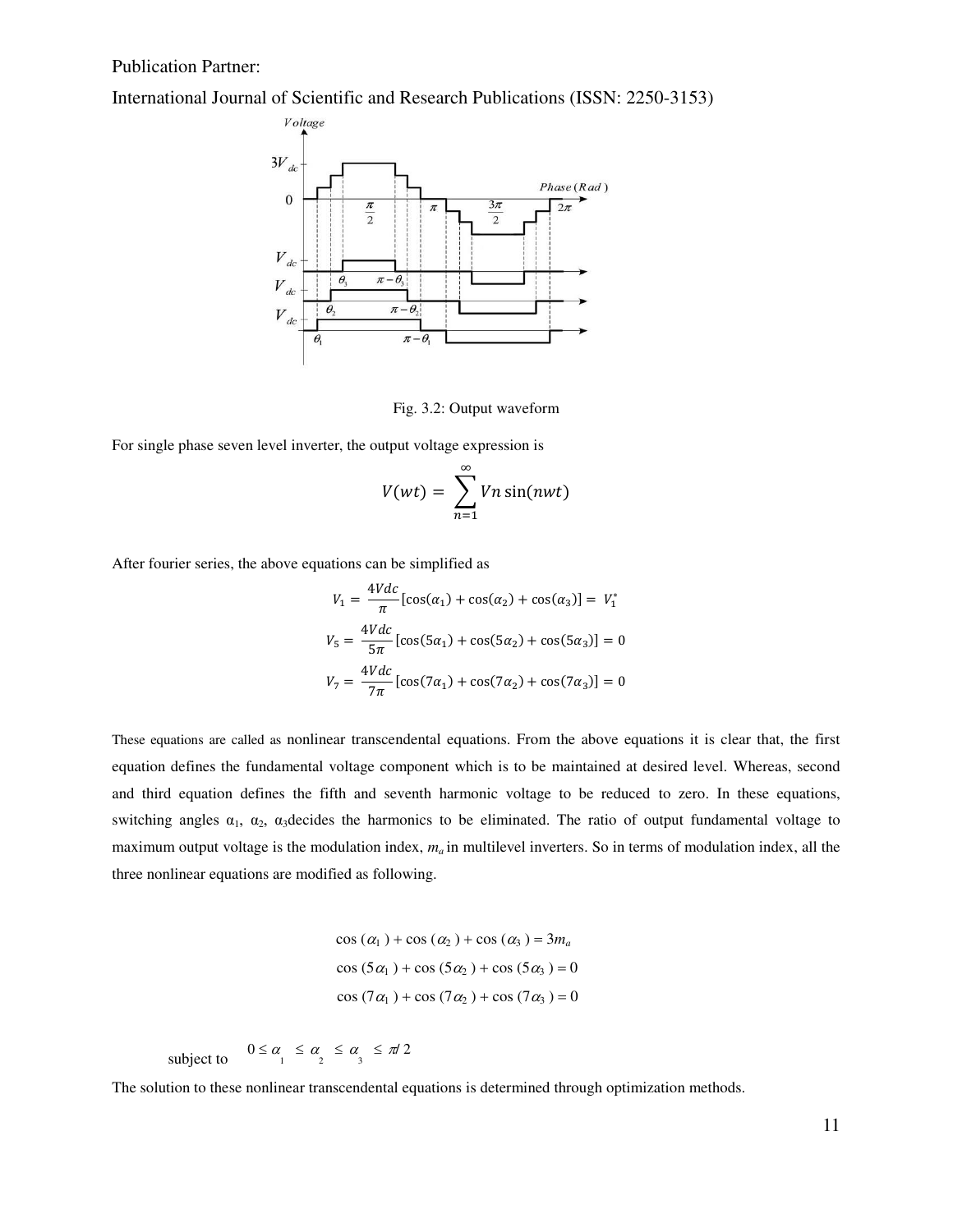Fig. 3.2: Output waveform

For single phase seven level inverter, the output voltage expression is

$$V(wt) = \sum_{n=1}^{\infty} Vn \sin(nwt)$$

After fourier series, the above equations can be simplified as

$$V_1 = \frac{4Vdc}{\pi}[\cos(\alpha_1) + \cos(\alpha_2) + \cos(\alpha_3)] = V_1^*$$

$$V_5 = \frac{4Vdc}{5\pi}[\cos(5\alpha_1) + \cos(5\alpha_2) + \cos(5\alpha_3)] = 0$$

$$V_7 = \frac{4Vdc}{7\pi}[\cos(7\alpha_1) + \cos(7\alpha_2) + \cos(7\alpha_3)] = 0$$

These equations are called as nonlinear transcendental equations. From the above equations it is clear that, the first equation defines the fundamental voltage component which is to be maintained at desired level. Whereas, second and third equation defines the fifth and seventh harmonic voltage to be reduced to zero. In these equations, switching angles $\alpha_1$, $\alpha_2$, $\alpha_3$decides the harmonics to be eliminated. The ratio of output fundamental voltage to maximum output voltage is the modulation index, $m_a$ in multilevel inverters. So in terms of modulation index, all the three nonlinear equations are modified as following.

$$\cos(\alpha_1) + \cos(\alpha_2) + \cos(\alpha_3) = 3m_a$$

$$\cos(5\alpha_1) + \cos(5\alpha_2) + \cos(5\alpha_3) = 0$$

$$\cos(7\alpha_1) + \cos(7\alpha_2) + \cos(7\alpha_3) = 0$$

subject to $0 \le \alpha_1 \le \alpha_2 \le \alpha_3 \le \pi/2$

The solution to these nonlinear transcendental equations is determined through optimization methods.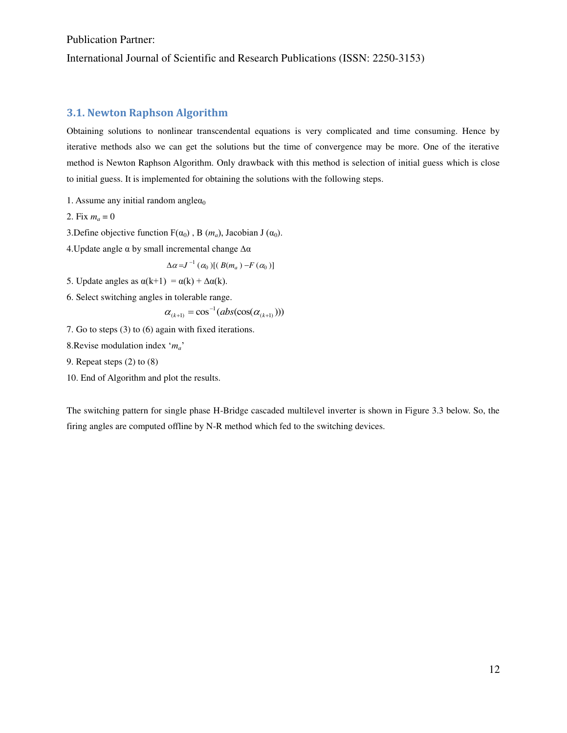Publication Partner:

International Journal of Scientific and Research Publications (ISSN: 2250-3153)

### 3.1. Newton Raphson Algorithm

Obtaining solutions to nonlinear transcendental equations is very complicated and time consuming. Hence by iterative methods also we can get the solutions but the time of convergence may be more. One of the iterative method is Newton Raphson Algorithm. Only drawback with this method is selection of initial guess which is close to initial guess. It is implemented for obtaining the solutions with the following steps.

1. Assume any initial random angle$\alpha_0$
2. Fix $m_a = 0$
3.Define objective function $F(\alpha_0)$ , B ($m_a$), Jacobian J ($\alpha_0$).
4.Update angle $\alpha$ by small incremental change $\Delta\alpha$

$$\Delta\alpha = J^{-1}(\alpha_0)[(B(m_a) - F(\alpha_0)]$$

5. Update angles as $\alpha(k+1) = \alpha(k) + \Delta\alpha(k)$.
6. Select switching angles in tolerable range.

$$\alpha_{(k+1)} = \cos^{-1}(abs(\cos(\alpha_{(k+1)})))$$

7. Go to steps (3) to (6) again with fixed iterations.
8.Revise modulation index '$m_a$'
9. Repeat steps (2) to (8)
10. End of Algorithm and plot the results.

The switching pattern for single phase H-Bridge cascaded multilevel inverter is shown in Figure 3.3 below. So, the firing angles are computed offline by N-R method which fed to the switching devices.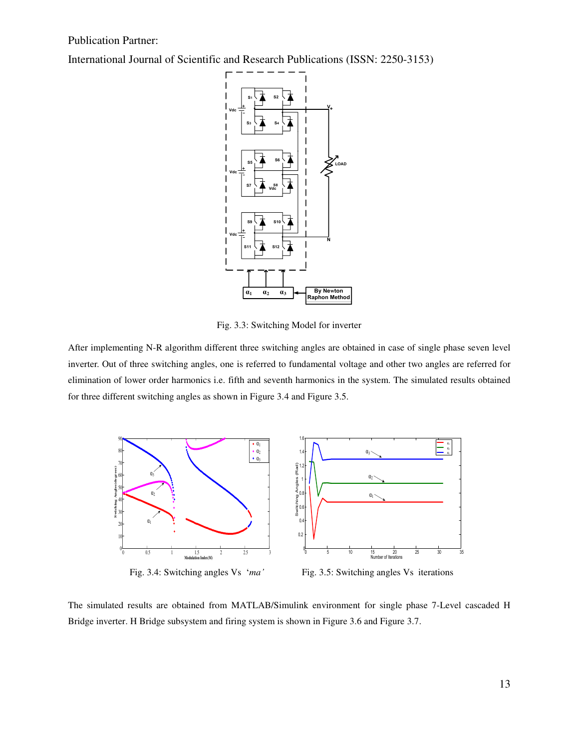Publication Partner:

International Journal of Scientific and Research Publications (ISSN: 2250-3153)

Fig. 3.3: Switching Model for inverter

After implementing N-R algorithm different three switching angles are obtained in case of single phase seven level inverter. Out of three switching angles, one is referred to fundamental voltage and other two angles are referred for elimination of lower order harmonics i.e. fifth and seventh harmonics in the system. The simulated results obtained for three different switching angles as shown in Figure 3.4 and Figure 3.5.

Fig. 3.4: Switching angles Vs '*ma*'

Fig. 3.5: Switching angles Vs iterations

The simulated results are obtained from MATLAB/Simulink environment for single phase 7-Level cascaded H Bridge inverter. H Bridge subsystem and firing system is shown in Figure 3.6 and Figure 3.7.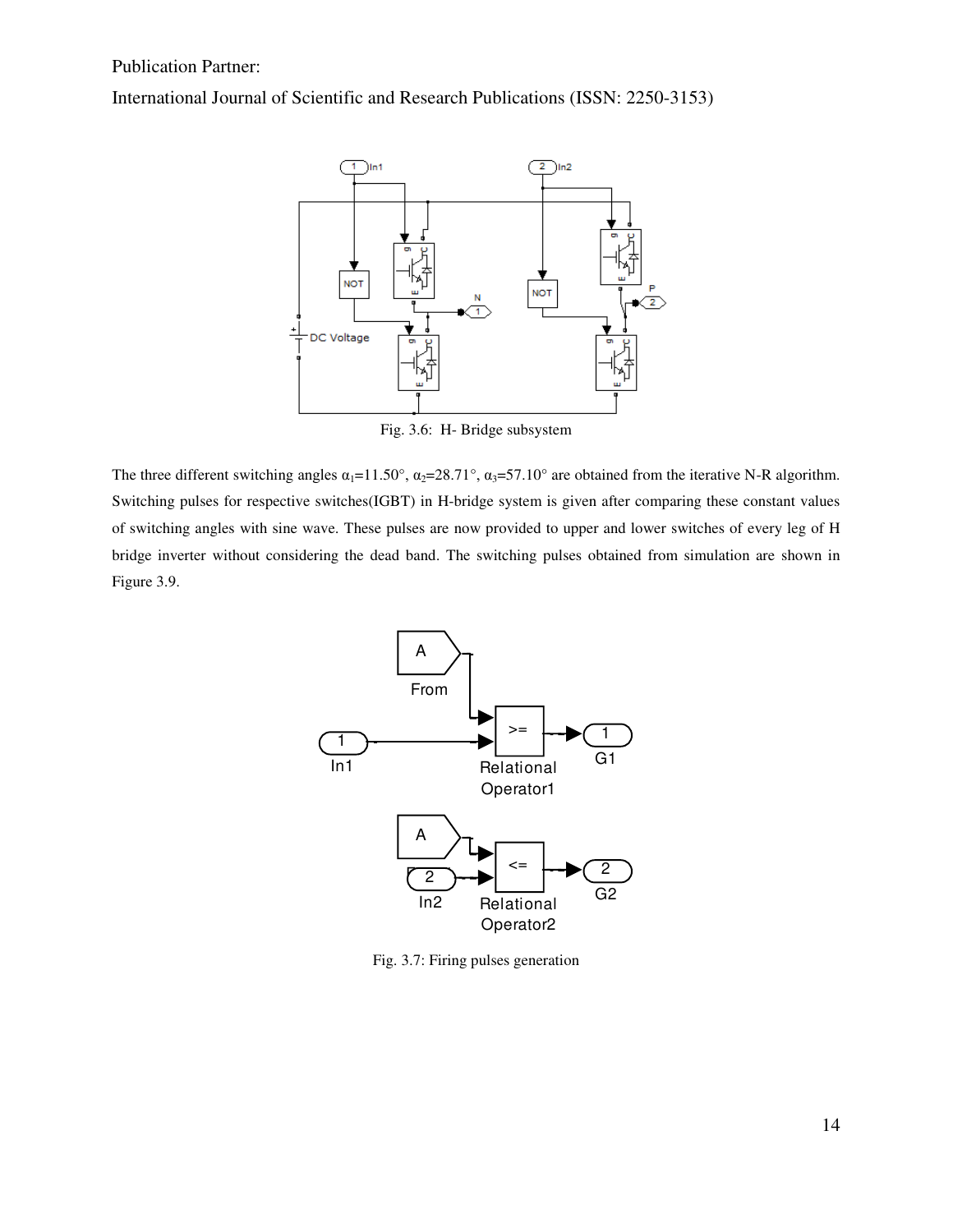Fig. 3.6: H- Bridge subsystem

The three different switching angles $\alpha_1$=11.50°, $\alpha_2$=28.71°, $\alpha_3$=57.10° are obtained from the iterative N-R algorithm. Switching pulses for respective switches(IGBT) in H-bridge system is given after comparing these constant values of switching angles with sine wave. These pulses are now provided to upper and lower switches of every leg of H bridge inverter without considering the dead band. The switching pulses obtained from simulation are shown in Figure 3.9.

Fig. 3.7: Firing pulses generation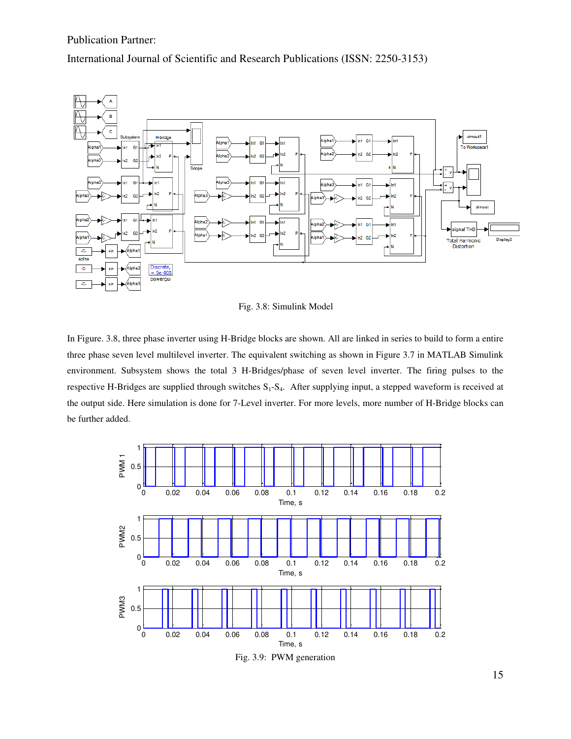Publication Partner:

International Journal of Scientific and Research Publications (ISSN: 2250-3153)

Fig. 3.8: Simulink Model

In Figure. 3.8, three phase inverter using H-Bridge blocks are shown. All are linked in series to build to form a entire three phase seven level multilevel inverter. The equivalent switching as shown in Figure 3.7 in MATLAB Simulink environment. Subsystem shows the total 3 H-Bridges/phase of seven level inverter. The firing pulses to the respective H-Bridges are supplied through switches $S_1$-$S_4$. After supplying input, a stepped waveform is received at the output side. Here simulation is done for 7-Level inverter. For more levels, more number of H-Bridge blocks can be further added.

Fig. 3.9: PWM generation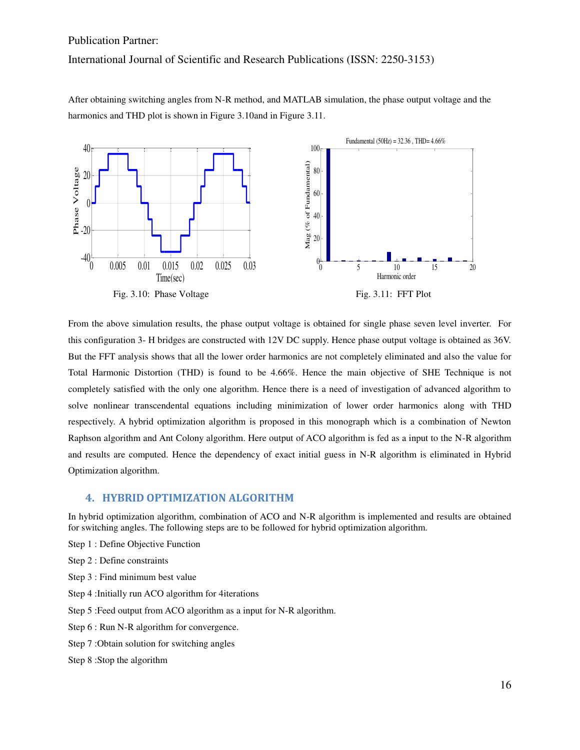After obtaining switching angles from N-R method, and MATLAB simulation, the phase output voltage and the harmonics and THD plot is shown in Figure 3.10and in Figure 3.11.

Fig. 3.10: Phase Voltage

Fig. 3.11: FFT Plot

From the above simulation results, the phase output voltage is obtained for single phase seven level inverter. For this configuration 3- H bridges are constructed with 12V DC supply. Hence phase output voltage is obtained as 36V. But the FFT analysis shows that all the lower order harmonics are not completely eliminated and also the value for Total Harmonic Distortion (THD) is found to be 4.66%. Hence the main objective of SHE Technique is not completely satisfied with the only one algorithm. Hence there is a need of investigation of advanced algorithm to solve nonlinear transcendental equations including minimization of lower order harmonics along with THD respectively. A hybrid optimization algorithm is proposed in this monograph which is a combination of Newton Raphson algorithm and Ant Colony algorithm. Here output of ACO algorithm is fed as a input to the N-R algorithm and results are computed. Hence the dependency of exact initial guess in N-R algorithm is eliminated in Hybrid Optimization algorithm.

## 4. HYBRID OPTIMIZATION ALGORITHM

In hybrid optimization algorithm, combination of ACO and N-R algorithm is implemented and results are obtained for switching angles. The following steps are to be followed for hybrid optimization algorithm.

Step 1 : Define Objective Function

Step 2 : Define constraints

Step 3 : Find minimum best value

Step 4 :Initially run ACO algorithm for 4iterations

Step 5 :Feed output from ACO algorithm as a input for N-R algorithm.

Step 6 : Run N-R algorithm for convergence.

Step 7 :Obtain solution for switching angles

Step 8 :Stop the algorithm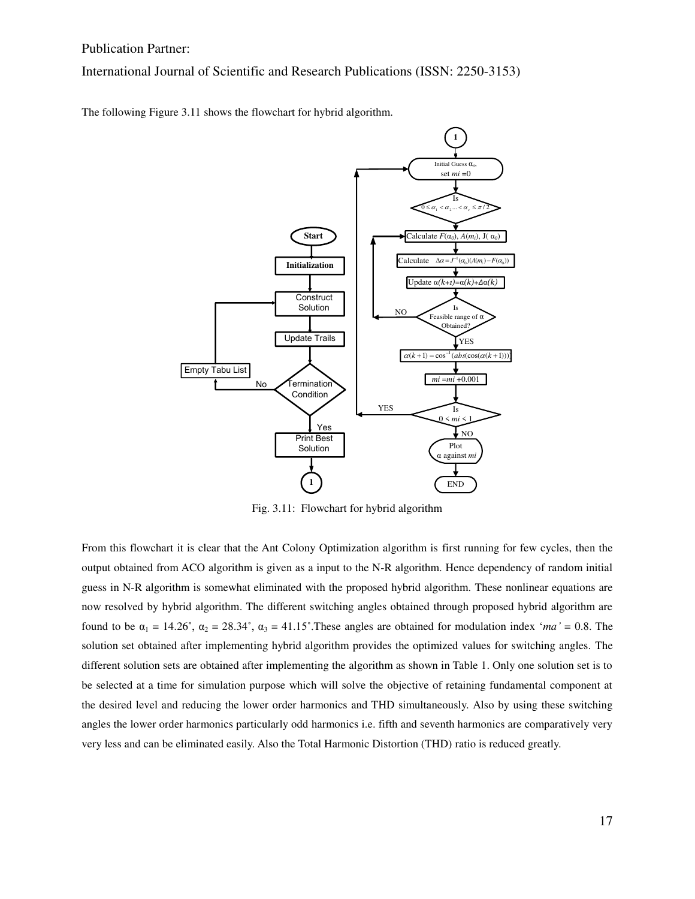Publication Partner:

International Journal of Scientific and Research Publications (ISSN: 2250-3153)

The following Figure 3.11 shows the flowchart for hybrid algorithm.

Fig. 3.11: Flowchart for hybrid algorithm

From this flowchart it is clear that the Ant Colony Optimization algorithm is first running for few cycles, then the output obtained from ACO algorithm is given as a input to the N-R algorithm. Hence dependency of random initial guess in N-R algorithm is somewhat eliminated with the proposed hybrid algorithm. These nonlinear equations are now resolved by hybrid algorithm. The different switching angles obtained through proposed hybrid algorithm are found to be $\alpha_1 = 14.26^\circ$, $\alpha_2 = 28.34^\circ$, $\alpha_3 = 41.15^\circ$.These angles are obtained for modulation index '*ma'* = 0.8. The solution set obtained after implementing hybrid algorithm provides the optimized values for switching angles. The different solution sets are obtained after implementing the algorithm as shown in Table 1. Only one solution set is to be selected at a time for simulation purpose which will solve the objective of retaining fundamental component at the desired level and reducing the lower order harmonics and THD simultaneously. Also by using these switching angles the lower order harmonics particularly odd harmonics i.e. fifth and seventh harmonics are comparatively very very less and can be eliminated easily. Also the Total Harmonic Distortion (THD) ratio is reduced greatly.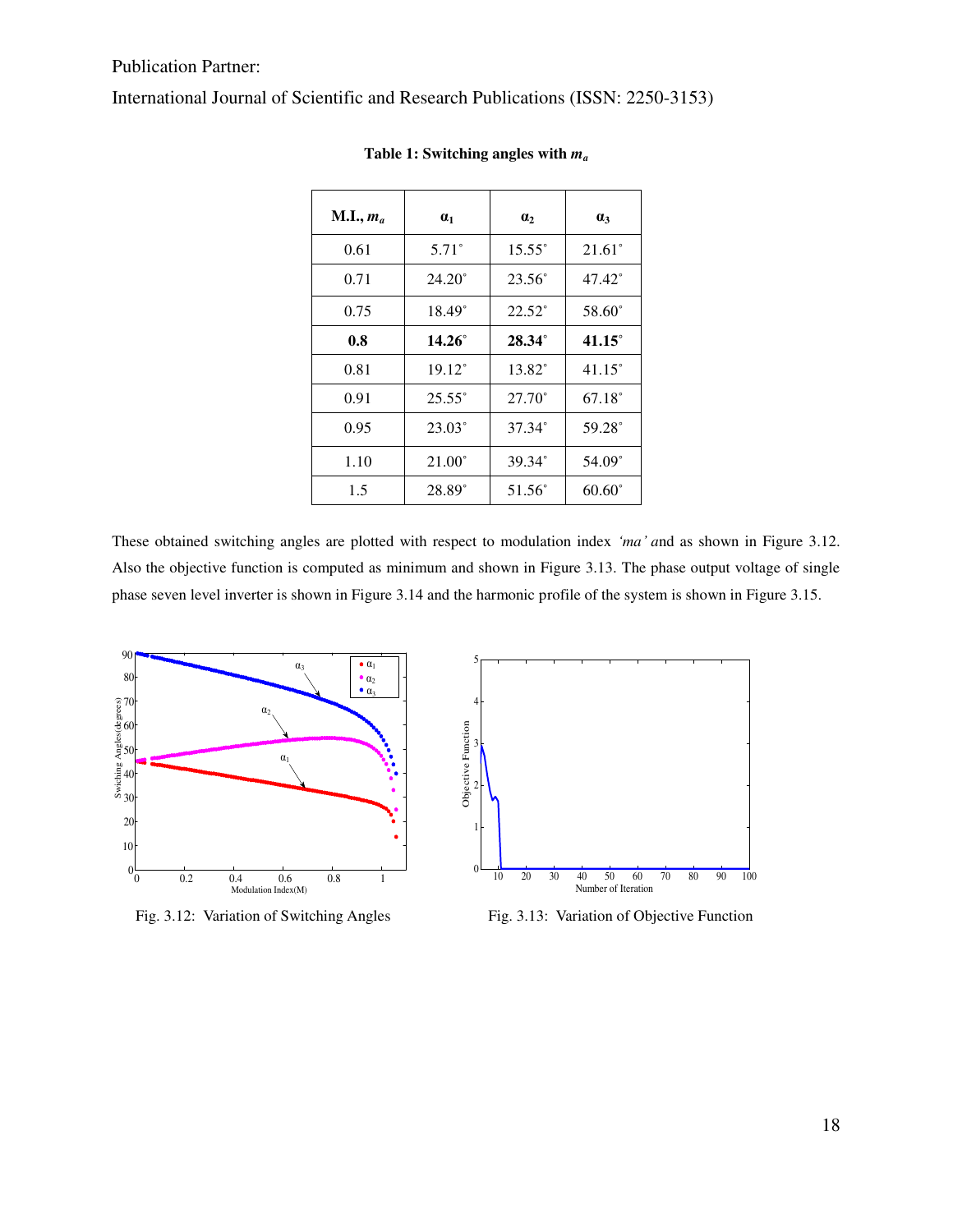Publication Partner:

International Journal of Scientific and Research Publications (ISSN: 2250-3153)

**Table 1: Switching angles with $m_a$**

| M.I., $m_a$ | $\alpha_1$ | $\alpha_2$ | $\alpha_3$ |
|---|---|---|---|
| 0.61 | 5.71˚ | 15.55˚ | 21.61˚ |
| 0.71 | 24.20˚ | 23.56˚ | 47.42˚ |
| 0.75 | 18.49˚ | 22.52˚ | 58.60˚ |
| **0.8** | **14.26˚** | **28.34˚** | **41.15˚** |
| 0.81 | 19.12˚ | 13.82˚ | 41.15˚ |
| 0.91 | 25.55˚ | 27.70˚ | 67.18˚ |
| 0.95 | 23.03˚ | 37.34˚ | 59.28˚ |
| 1.10 | 21.00˚ | 39.34˚ | 54.09˚ |
| 1.5 | 28.89˚ | 51.56˚ | 60.60˚ |

These obtained switching angles are plotted with respect to modulation index *'ma' a*nd as shown in Figure 3.12. Also the objective function is computed as minimum and shown in Figure 3.13. The phase output voltage of single phase seven level inverter is shown in Figure 3.14 and the harmonic profile of the system is shown in Figure 3.15.

Fig. 3.12: Variation of Switching Angles

Fig. 3.13: Variation of Objective Function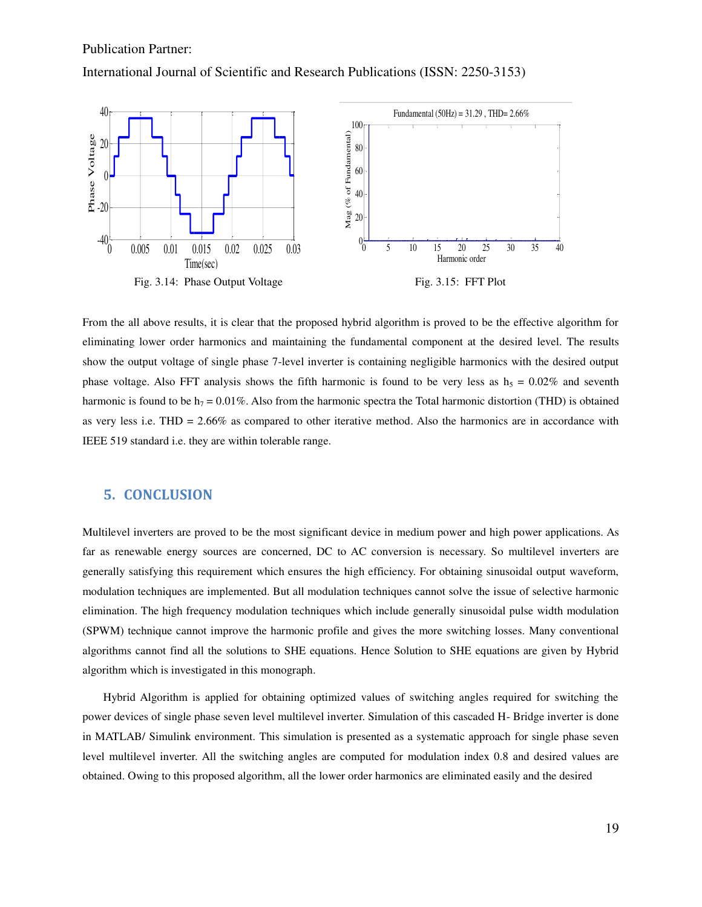Publication Partner:

International Journal of Scientific and Research Publications (ISSN: 2250-3153)

Fig. 3.14: Phase Output Voltage

Fig. 3.15: FFT Plot

From the all above results, it is clear that the proposed hybrid algorithm is proved to be the effective algorithm for eliminating lower order harmonics and maintaining the fundamental component at the desired level. The results show the output voltage of single phase 7-level inverter is containing negligible harmonics with the desired output phase voltage. Also FFT analysis shows the fifth harmonic is found to be very less as $h_5$ = 0.02% and seventh harmonic is found to be $h_7$ = 0.01%. Also from the harmonic spectra the Total harmonic distortion (THD) is obtained as very less i.e. THD = 2.66% as compared to other iterative method. Also the harmonics are in accordance with IEEE 519 standard i.e. they are within tolerable range.

## 5. CONCLUSION

Multilevel inverters are proved to be the most significant device in medium power and high power applications. As far as renewable energy sources are concerned, DC to AC conversion is necessary. So multilevel inverters are generally satisfying this requirement which ensures the high efficiency. For obtaining sinusoidal output waveform, modulation techniques are implemented. But all modulation techniques cannot solve the issue of selective harmonic elimination. The high frequency modulation techniques which include generally sinusoidal pulse width modulation (SPWM) technique cannot improve the harmonic profile and gives the more switching losses. Many conventional algorithms cannot find all the solutions to SHE equations. Hence Solution to SHE equations are given by Hybrid algorithm which is investigated in this monograph.

Hybrid Algorithm is applied for obtaining optimized values of switching angles required for switching the power devices of single phase seven level multilevel inverter. Simulation of this cascaded H- Bridge inverter is done in MATLAB/ Simulink environment. This simulation is presented as a systematic approach for single phase seven level multilevel inverter. All the switching angles are computed for modulation index 0.8 and desired values are obtained. Owing to this proposed algorithm, all the lower order harmonics are eliminated easily and the desired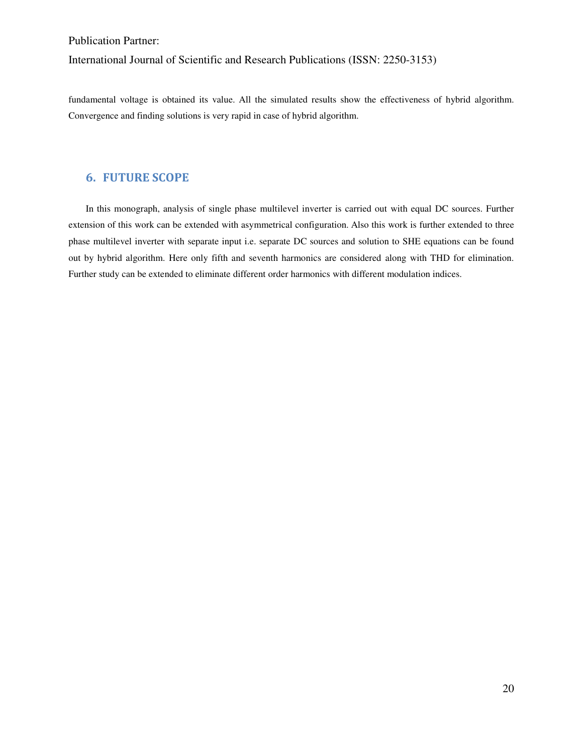fundamental voltage is obtained its value. All the simulated results show the effectiveness of hybrid algorithm. Convergence and finding solutions is very rapid in case of hybrid algorithm.

## 6. FUTURE SCOPE

In this monograph, analysis of single phase multilevel inverter is carried out with equal DC sources. Further extension of this work can be extended with asymmetrical configuration. Also this work is further extended to three phase multilevel inverter with separate input i.e. separate DC sources and solution to SHE equations can be found out by hybrid algorithm. Here only fifth and seventh harmonics are considered along with THD for elimination. Further study can be extended to eliminate different order harmonics with different modulation indices.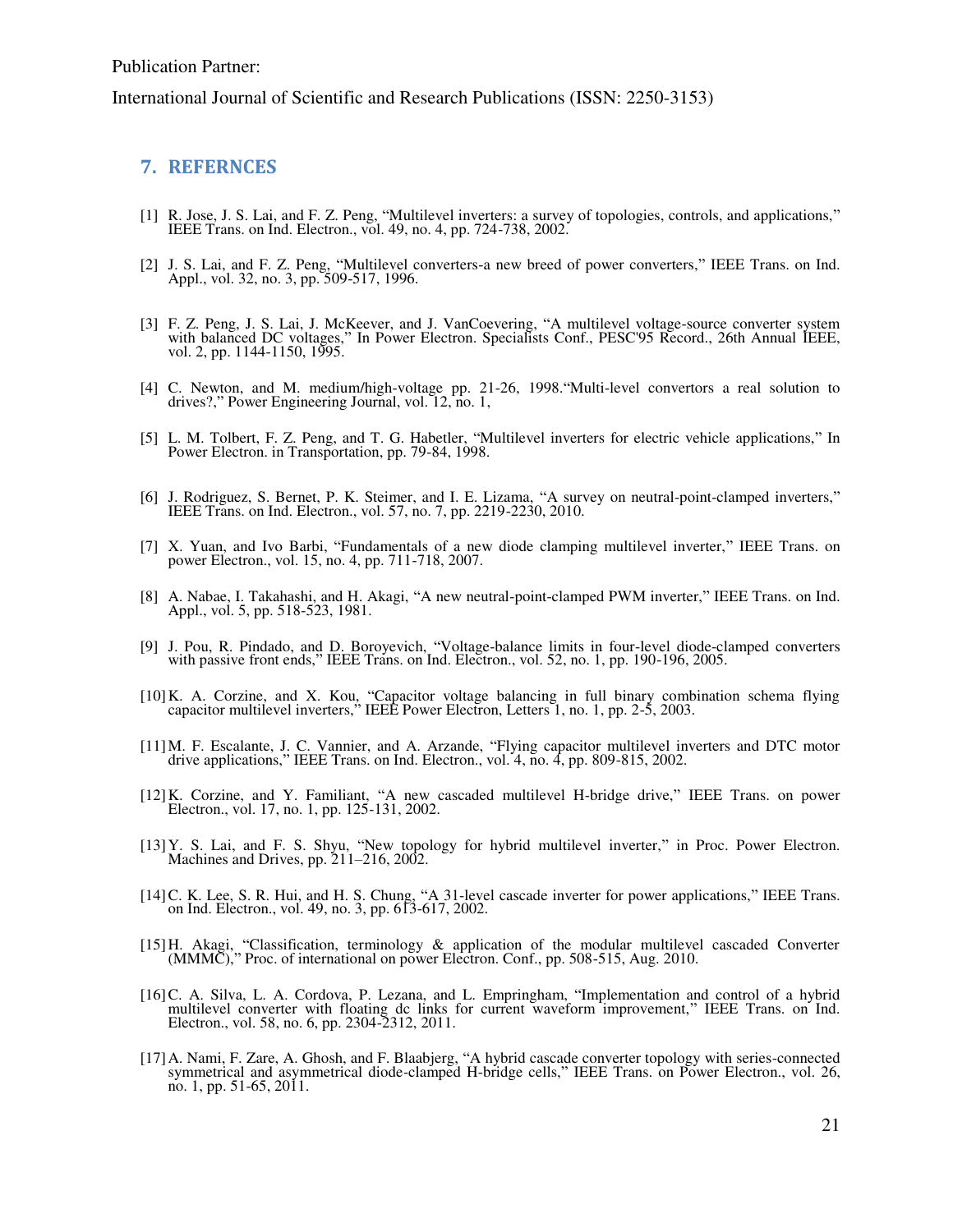## 7. REFERNCES

[1] R. Jose, J. S. Lai, and F. Z. Peng, "Multilevel inverters: a survey of topologies, controls, and applications," IEEE Trans. on Ind. Electron., vol. 49, no. 4, pp. 724-738, 2002.

[2] J. S. Lai, and F. Z. Peng, "Multilevel converters-a new breed of power converters," IEEE Trans. on Ind. Appl., vol. 32, no. 3, pp. 509-517, 1996.

[3] F. Z. Peng, J. S. Lai, J. McKeever, and J. VanCoevering, "A multilevel voltage-source converter system with balanced DC voltages," In Power Electron. Specialists Conf., PESC'95 Record., 26th Annual IEEE, vol. 2, pp. 1144-1150, 1995.

[4] C. Newton, and M. medium/high-voltage pp. 21-26, 1998."Multi-level convertors a real solution to drives?," Power Engineering Journal, vol. 12, no. 1,

[5] L. M. Tolbert, F. Z. Peng, and T. G. Habetler, "Multilevel inverters for electric vehicle applications," In Power Electron. in Transportation, pp. 79-84, 1998.

[6] J. Rodriguez, S. Bernet, P. K. Steimer, and I. E. Lizama, "A survey on neutral-point-clamped inverters," IEEE Trans. on Ind. Electron., vol. 57, no. 7, pp. 2219-2230, 2010.

[7] X. Yuan, and Ivo Barbi, "Fundamentals of a new diode clamping multilevel inverter," IEEE Trans. on power Electron., vol. 15, no. 4, pp. 711-718, 2007.

[8] A. Nabae, I. Takahashi, and H. Akagi, "A new neutral-point-clamped PWM inverter," IEEE Trans. on Ind. Appl., vol. 5, pp. 518-523, 1981.

[9] J. Pou, R. Pindado, and D. Boroyevich, "Voltage-balance limits in four-level diode-clamped converters with passive front ends," IEEE Trans. on Ind. Electron., vol. 52, no. 1, pp. 190-196, 2005.

[10] K. A. Corzine, and X. Kou, "Capacitor voltage balancing in full binary combination schema flying capacitor multilevel inverters," IEEE Power Electron, Letters 1, no. 1, pp. 2-5, 2003.

[11] M. F. Escalante, J. C. Vannier, and A. Arzande, "Flying capacitor multilevel inverters and DTC motor drive applications," IEEE Trans. on Ind. Electron., vol. 4, no. 4, pp. 809-815, 2002.

[12] K. Corzine, and Y. Familiant, "A new cascaded multilevel H-bridge drive," IEEE Trans. on power Electron., vol. 17, no. 1, pp. 125-131, 2002.

[13] Y. S. Lai, and F. S. Shyu, "New topology for hybrid multilevel inverter," in Proc. Power Electron. Machines and Drives, pp. 211–216, 2002.

[14] C. K. Lee, S. R. Hui, and H. S. Chung, "A 31-level cascade inverter for power applications," IEEE Trans. on Ind. Electron., vol. 49, no. 3, pp. 613-617, 2002.

[15] H. Akagi, "Classification, terminology & application of the modular multilevel cascaded Converter (MMMC)," Proc. of international on power Electron. Conf., pp. 508-515, Aug. 2010.

[16] C. A. Silva, L. A. Cordova, P. Lezana, and L. Empringham, "Implementation and control of a hybrid multilevel converter with floating dc links for current waveform improvement," IEEE Trans. on Ind. Electron., vol. 58, no. 6, pp. 2304-2312, 2011.

[17] A. Nami, F. Zare, A. Ghosh, and F. Blaabjerg, "A hybrid cascade converter topology with series-connected symmetrical and asymmetrical diode-clamped H-bridge cells," IEEE Trans. on Power Electron., vol. 26, no. 1, pp. 51-65, 2011.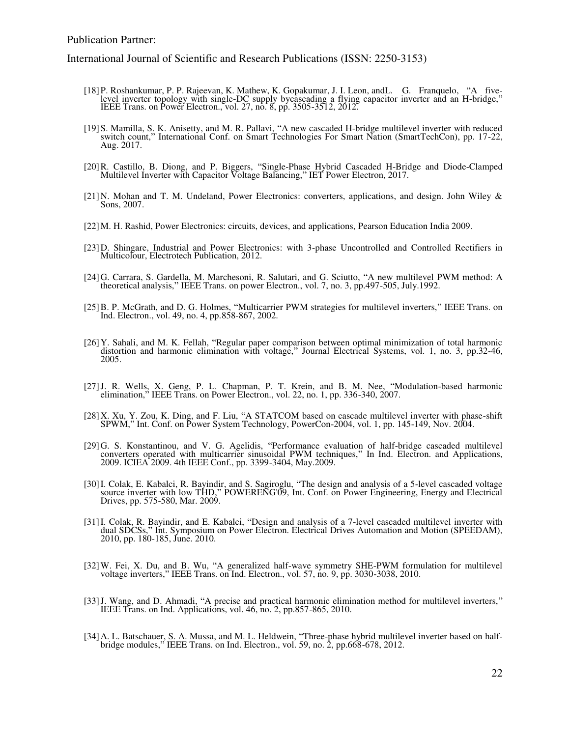[18] P. Roshankumar, P. P. Rajeevan, K. Mathew, K. Gopakumar, J. I. Leon, andL. G. Franquelo, "A five-level inverter topology with single-DC supply bycascading a flying capacitor inverter and an H-bridge," IEEE Trans. on Power Electron., vol. 27, no. 8, pp. 3505-3512, 2012.

[19] S. Mamilla, S. K. Anisetty, and M. R. Pallavi, "A new cascaded H-bridge multilevel inverter with reduced switch count," International Conf. on Smart Technologies For Smart Nation (SmartTechCon), pp. 17-22, Aug. 2017.

[20] R. Castillo, B. Diong, and P. Biggers, "Single-Phase Hybrid Cascaded H-Bridge and Diode-Clamped Multilevel Inverter with Capacitor Voltage Balancing," IET Power Electron, 2017.

[21] N. Mohan and T. M. Undeland, Power Electronics: converters, applications, and design. John Wiley & Sons, 2007.

[22] M. H. Rashid, Power Electronics: circuits, devices, and applications, Pearson Education India 2009.

[23] D. Shingare, Industrial and Power Electronics: with 3-phase Uncontrolled and Controlled Rectifiers in Multicolour, Electrotech Publication, 2012.

[24] G. Carrara, S. Gardella, M. Marchesoni, R. Salutari, and G. Sciutto, "A new multilevel PWM method: A theoretical analysis," IEEE Trans. on power Electron., vol. 7, no. 3, pp.497-505, July.1992.

[25] B. P. McGrath, and D. G. Holmes, "Multicarrier PWM strategies for multilevel inverters," IEEE Trans. on Ind. Electron., vol. 49, no. 4, pp.858-867, 2002.

[26] Y. Sahali, and M. K. Fellah, "Regular paper comparison between optimal minimization of total harmonic distortion and harmonic elimination with voltage," Journal Electrical Systems, vol. 1, no. 3, pp.32-46, 2005.

[27] J. R. Wells, X. Geng, P. L. Chapman, P. T. Krein, and B. M. Nee, "Modulation-based harmonic elimination," IEEE Trans. on Power Electron., vol. 22, no. 1, pp. 336-340, 2007.

[28] X. Xu, Y. Zou, K. Ding, and F. Liu, "A STATCOM based on cascade multilevel inverter with phase-shift SPWM," Int. Conf. on Power System Technology, PowerCon-2004, vol. 1, pp. 145-149, Nov. 2004.

[29] G. S. Konstantinou, and V. G. Agelidis, "Performance evaluation of half-bridge cascaded multilevel converters operated with multicarrier sinusoidal PWM techniques," In Ind. Electron. and Applications, 2009. ICIEA 2009. 4th IEEE Conf., pp. 3399-3404, May.2009.

[30] I. Colak, E. Kabalci, R. Bayindir, and S. Sagiroglu, "The design and analysis of a 5-level cascaded voltage source inverter with low THD," POWERENG'09, Int. Conf. on Power Engineering, Energy and Electrical Drives, pp. 575-580, Mar. 2009.

[31] I. Colak, R. Bayindir, and E. Kabalci, "Design and analysis of a 7-level cascaded multilevel inverter with dual SDCSs," Int. Symposium on Power Electron. Electrical Drives Automation and Motion (SPEEDAM), 2010, pp. 180-185, June. 2010.

[32] W. Fei, X. Du, and B. Wu, "A generalized half-wave symmetry SHE-PWM formulation for multilevel voltage inverters," IEEE Trans. on Ind. Electron., vol. 57, no. 9, pp. 3030-3038, 2010.

[33] J. Wang, and D. Ahmadi, "A precise and practical harmonic elimination method for multilevel inverters," IEEE Trans. on Ind. Applications, vol. 46, no. 2, pp.857-865, 2010.

[34] A. L. Batschauer, S. A. Mussa, and M. L. Heldwein, "Three-phase hybrid multilevel inverter based on half-bridge modules," IEEE Trans. on Ind. Electron., vol. 59, no. 2, pp.668-678, 2012.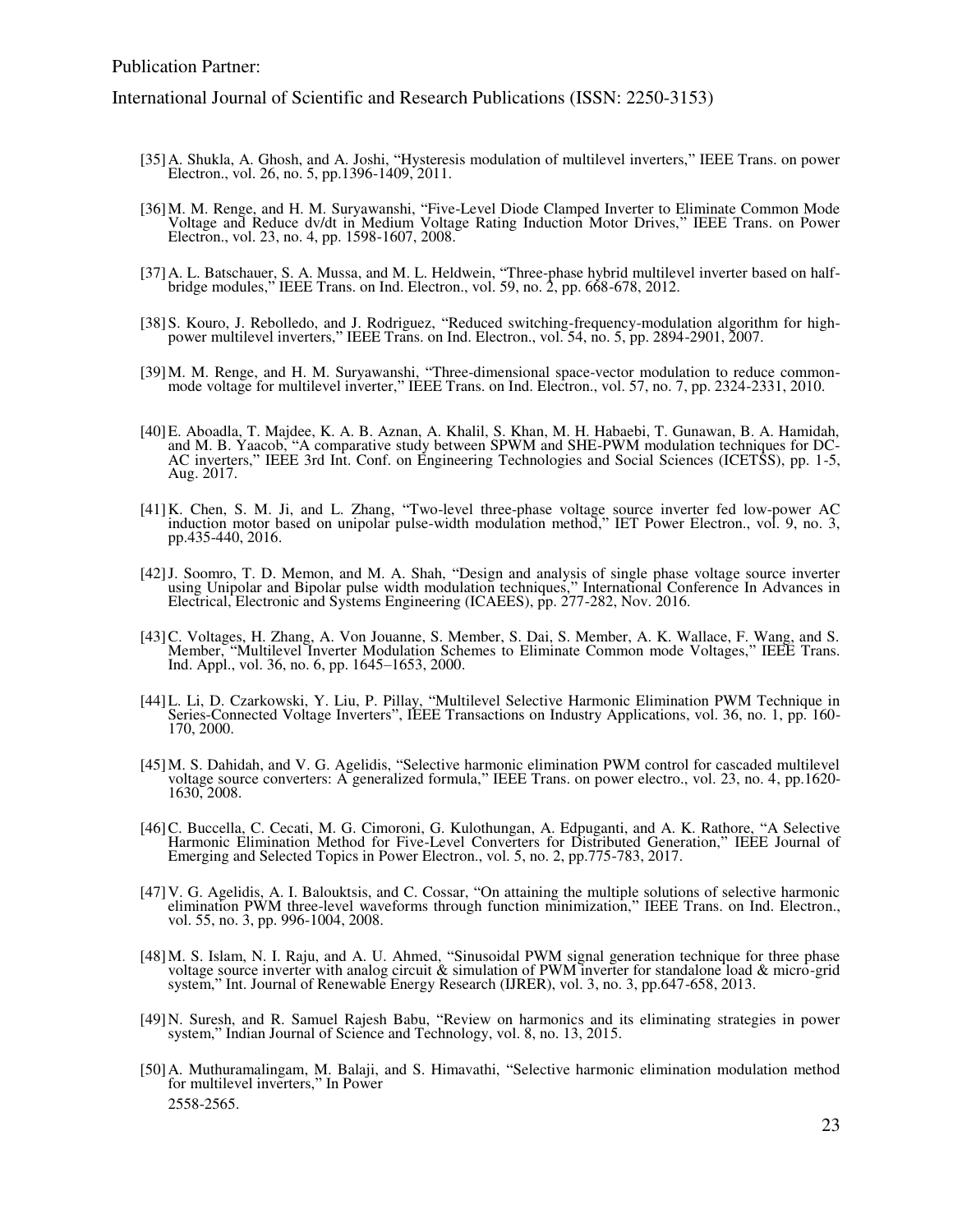[35] A. Shukla, A. Ghosh, and A. Joshi, "Hysteresis modulation of multilevel inverters," IEEE Trans. on power Electron., vol. 26, no. 5, pp.1396-1409, 2011.

[36] M. M. Renge, and H. M. Suryawanshi, "Five-Level Diode Clamped Inverter to Eliminate Common Mode Voltage and Reduce dv/dt in Medium Voltage Rating Induction Motor Drives," IEEE Trans. on Power Electron., vol. 23, no. 4, pp. 1598-1607, 2008.

[37] A. L. Batschauer, S. A. Mussa, and M. L. Heldwein, "Three-phase hybrid multilevel inverter based on half-bridge modules," IEEE Trans. on Ind. Electron., vol. 59, no. 2, pp. 668-678, 2012.

[38] S. Kouro, J. Rebolledo, and J. Rodriguez, "Reduced switching-frequency-modulation algorithm for high-power multilevel inverters," IEEE Trans. on Ind. Electron., vol. 54, no. 5, pp. 2894-2901, 2007.

[39] M. M. Renge, and H. M. Suryawanshi, "Three-dimensional space-vector modulation to reduce common-mode voltage for multilevel inverter," IEEE Trans. on Ind. Electron., vol. 57, no. 7, pp. 2324-2331, 2010.

[40] E. Aboadla, T. Majdee, K. A. B. Aznan, A. Khalil, S. Khan, M. H. Habaebi, T. Gunawan, B. A. Hamidah, and M. B. Yaacob, "A comparative study between SPWM and SHE-PWM modulation techniques for DC-AC inverters," IEEE 3rd Int. Conf. on Engineering Technologies and Social Sciences (ICETSS), pp. 1-5, Aug. 2017.

[41] K. Chen, S. M. Ji, and L. Zhang, "Two-level three-phase voltage source inverter fed low-power AC induction motor based on unipolar pulse-width modulation method," IET Power Electron., vol. 9, no. 3, pp.435-440, 2016.

[42] J. Soomro, T. D. Memon, and M. A. Shah, "Design and analysis of single phase voltage source inverter using Unipolar and Bipolar pulse width modulation techniques," International Conference In Advances in Electrical, Electronic and Systems Engineering (ICAEES), pp. 277-282, Nov. 2016.

[43] C. Voltages, H. Zhang, A. Von Jouanne, S. Member, S. Dai, S. Member, A. K. Wallace, F. Wang, and S. Member, "Multilevel Inverter Modulation Schemes to Eliminate Common mode Voltages," IEEE Trans. Ind. Appl., vol. 36, no. 6, pp. 1645–1653, 2000.

[44] L. Li, D. Czarkowski, Y. Liu, P. Pillay, "Multilevel Selective Harmonic Elimination PWM Technique in Series-Connected Voltage Inverters", IEEE Transactions on Industry Applications, vol. 36, no. 1, pp. 160-170, 2000.

[45] M. S. Dahidah, and V. G. Agelidis, "Selective harmonic elimination PWM control for cascaded multilevel voltage source converters: A generalized formula," IEEE Trans. on power electro., vol. 23, no. 4, pp.1620-1630, 2008.

[46] C. Buccella, C. Cecati, M. G. Cimoroni, G. Kulothungan, A. Edpuganti, and A. K. Rathore, "A Selective Harmonic Elimination Method for Five-Level Converters for Distributed Generation," IEEE Journal of Emerging and Selected Topics in Power Electron., vol. 5, no. 2, pp.775-783, 2017.

[47] V. G. Agelidis, A. I. Balouktsis, and C. Cossar, "On attaining the multiple solutions of selective harmonic elimination PWM three-level waveforms through function minimization," IEEE Trans. on Ind. Electron., vol. 55, no. 3, pp. 996-1004, 2008.

[48] M. S. Islam, N. I. Raju, and A. U. Ahmed, "Sinusoidal PWM signal generation technique for three phase voltage source inverter with analog circuit & simulation of PWM inverter for standalone load & micro-grid system," Int. Journal of Renewable Energy Research (IJRER), vol. 3, no. 3, pp.647-658, 2013.

[49] N. Suresh, and R. Samuel Rajesh Babu, "Review on harmonics and its eliminating strategies in power system," Indian Journal of Science and Technology, vol. 8, no. 13, 2015.

[50] A. Muthuramalingam, M. Balaji, and S. Himavathi, "Selective harmonic elimination modulation method for multilevel inverters," In Power
2558-2565.